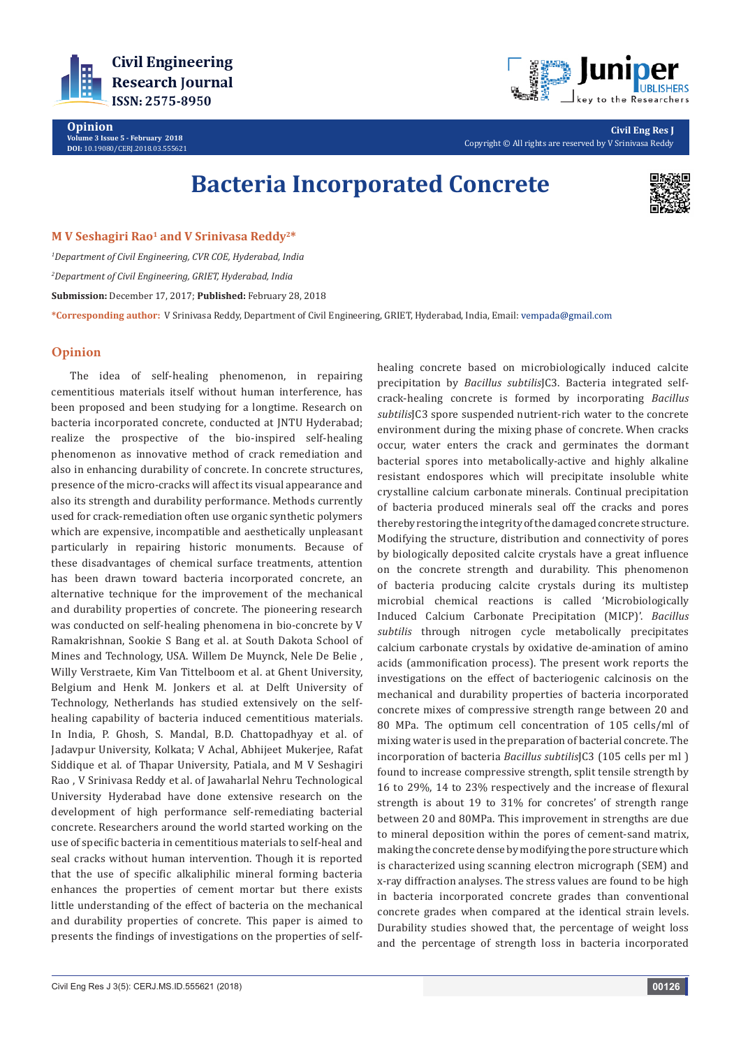Opinion
Volume 3 Issue 5 - February 2018
DOI: 10.19080/CERJ.2018.03.555621

Civil Eng Res J
Copyright © All rights are reserved by V Srinivasa Reddy

# Bacteria Incorporated Concrete

**M V Seshagiri Rao[1] and V Srinivasa Reddy[2]***

[1]*Department of Civil Engineering, CVR COE, Hyderabad, India*

[2]*Department of Civil Engineering, GRIET, Hyderabad, India*

**Submission:** December 17, 2017; **Published:** February 28, 2018

***Corresponding author:** V Srinivasa Reddy, Department of Civil Engineering, GRIET, Hyderabad, India, Email: vempada@gmail.com

## Opinion

The idea of self-healing phenomenon, in repairing cementitious materials itself without human interference, has been proposed and been studying for a longtime. Research on bacteria incorporated concrete, conducted at JNTU Hyderabad; realize the prospective of the bio-inspired self-healing phenomenon as innovative method of crack remediation and also in enhancing durability of concrete. In concrete structures, presence of the micro-cracks will affect its visual appearance and also its strength and durability performance. Methods currently used for crack-remediation often use organic synthetic polymers which are expensive, incompatible and aesthetically unpleasant particularly in repairing historic monuments. Because of these disadvantages of chemical surface treatments, attention has been drawn toward bacteria incorporated concrete, an alternative technique for the improvement of the mechanical and durability properties of concrete. The pioneering research was conducted on self-healing phenomena in bio-concrete by V Ramakrishnan, Sookie S Bang et al. at South Dakota School of Mines and Technology, USA. Willem De Muynck, Nele De Belie , Willy Verstraete, Kim Van Tittelboom et al. at Ghent University, Belgium and Henk M. Jonkers et al. at Delft University of Technology, Netherlands has studied extensively on the self-healing capability of bacteria induced cementitious materials. In India, P. Ghosh, S. Mandal, B.D. Chattopadhyay et al. of Jadavpur University, Kolkata; V Achal, Abhijeet Mukerjee, Rafat Siddique et al. of Thapar University, Patiala, and M V Seshagiri Rao , V Srinivasa Reddy et al. of Jawaharlal Nehru Technological University Hyderabad have done extensive research on the development of high performance self-remediating bacterial concrete. Researchers around the world started working on the use of specific bacteria in cementitious materials to self-heal and seal cracks without human intervention. Though it is reported that the use of specific alkaliphilic mineral forming bacteria enhances the properties of cement mortar but there exists little understanding of the effect of bacteria on the mechanical and durability properties of concrete. This paper is aimed to presents the findings of investigations on the properties of self-healing concrete based on microbiologically induced calcite precipitation by *Bacillus subtilis*JC3. Bacteria integrated self-crack-healing concrete is formed by incorporating *Bacillus subtilis*JC3 spore suspended nutrient-rich water to the concrete environment during the mixing phase of concrete. When cracks occur, water enters the crack and germinates the dormant bacterial spores into metabolically-active and highly alkaline resistant endospores which will precipitate insoluble white crystalline calcium carbonate minerals. Continual precipitation of bacteria produced minerals seal off the cracks and pores thereby restoring the integrity of the damaged concrete structure. Modifying the structure, distribution and connectivity of pores by biologically deposited calcite crystals have a great influence on the concrete strength and durability. This phenomenon of bacteria producing calcite crystals during its multistep microbial chemical reactions is called 'Microbiologically Induced Calcium Carbonate Precipitation (MICP)'. *Bacillus subtilis* through nitrogen cycle metabolically precipitates calcium carbonate crystals by oxidative de-amination of amino acids (ammonification process). The present work reports the investigations on the effect of bacteriogenic calcinosis on the mechanical and durability properties of bacteria incorporated concrete mixes of compressive strength range between 20 and 80 MPa. The optimum cell concentration of 105 cells/ml of mixing water is used in the preparation of bacterial concrete. The incorporation of bacteria *Bacillus subtilis*JC3 (105 cells per ml ) found to increase compressive strength, split tensile strength by 16 to 29%, 14 to 23% respectively and the increase of flexural strength is about 19 to 31% for concretes' of strength range between 20 and 80MPa. This improvement in strengths are due to mineral deposition within the pores of cement-sand matrix, making the concrete dense by modifying the pore structure which is characterized using scanning electron micrograph (SEM) and x-ray diffraction analyses. The stress values are found to be high in bacteria incorporated concrete grades than conventional concrete grades when compared at the identical strain levels. Durability studies showed that, the percentage of weight loss and the percentage of strength loss in bacteria incorporated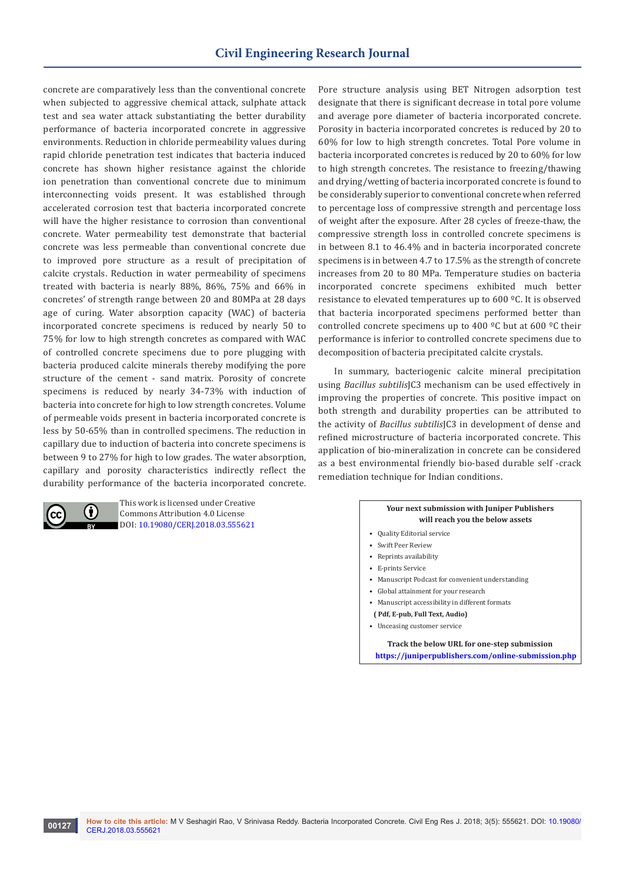concrete are comparatively less than the conventional concrete when subjected to aggressive chemical attack, sulphate attack test and sea water attack substantiating the better durability performance of bacteria incorporated concrete in aggressive environments. Reduction in chloride permeability values during rapid chloride penetration test indicates that bacteria induced concrete has shown higher resistance against the chloride ion penetration than conventional concrete due to minimum interconnecting voids present. It was established through accelerated corrosion test that bacteria incorporated concrete will have the higher resistance to corrosion than conventional concrete. Water permeability test demonstrate that bacterial concrete was less permeable than conventional concrete due to improved pore structure as a result of precipitation of calcite crystals. Reduction in water permeability of specimens treated with bacteria is nearly 88%, 86%, 75% and 66% in concretes' of strength range between 20 and 80MPa at 28 days age of curing. Water absorption capacity (WAC) of bacteria incorporated concrete specimens is reduced by nearly 50 to 75% for low to high strength concretes as compared with WAC of controlled concrete specimens due to pore plugging with bacteria produced calcite minerals thereby modifying the pore structure of the cement - sand matrix. Porosity of concrete specimens is reduced by nearly 34-73% with induction of bacteria into concrete for high to low strength concretes. Volume of permeable voids present in bacteria incorporated concrete is less by 50-65% than in controlled specimens. The reduction in capillary due to induction of bacteria into concrete specimens is between 9 to 27% for high to low grades. The water absorption, capillary and porosity characteristics indirectly reflect the durability performance of the bacteria incorporated concrete. Pore structure analysis using BET Nitrogen adsorption test designate that there is significant decrease in total pore volume and average pore diameter of bacteria incorporated concrete. Porosity in bacteria incorporated concretes is reduced by 20 to 60% for low to high strength concretes. Total Pore volume in bacteria incorporated concretes is reduced by 20 to 60% for low to high strength concretes. The resistance to freezing/thawing and drying/wetting of bacteria incorporated concrete is found to be considerably superior to conventional concrete when referred to percentage loss of compressive strength and percentage loss of weight after the exposure. After 28 cycles of freeze-thaw, the compressive strength loss in controlled concrete specimens is in between 8.1 to 46.4% and in bacteria incorporated concrete specimens is in between 4.7 to 17.5% as the strength of concrete increases from 20 to 80 MPa. Temperature studies on bacteria incorporated concrete specimens exhibited much better resistance to elevated temperatures up to 600 ºC. It is observed that bacteria incorporated specimens performed better than controlled concrete specimens up to 400 ºC but at 600 ºC their performance is inferior to controlled concrete specimens due to decomposition of bacteria precipitated calcite crystals.

In summary, bacteriogenic calcite mineral precipitation using *Bacillus subtilis*JC3 mechanism can be used effectively in improving the properties of concrete. This positive impact on both strength and durability properties can be attributed to the activity of *Bacillus subtilis*JC3 in development of dense and refined microstructure of bacteria incorporated concrete. This application of bio-mineralization in concrete can be considered as a best environmental friendly bio-based durable self -crack remediation technique for Indian conditions.

This work is licensed under Creative Commons Attribution 4.0 License
DOI: 10.19080/CERJ.2018.03.555621

**Your next submission with Juniper Publishers will reach you the below assets**

- Quality Editorial service
- Swift Peer Review
- Reprints availability
- E-prints Service
- Manuscript Podcast for convenient understanding
- Global attainment for your research
- Manuscript accessibility in different formats
  **( Pdf, E-pub, Full Text, Audio)**
- Unceasing customer service

**Track the below URL for one-step submission**
**https://juniperpublishers.com/online-submission.php**

**How to cite this article:** M V Seshagiri Rao, V Srinivasa Reddy. Bacteria Incorporated Concrete. Civil Eng Res J. 2018; 3(5): 555621. DOI: 10.19080/CERJ.2018.03.555621